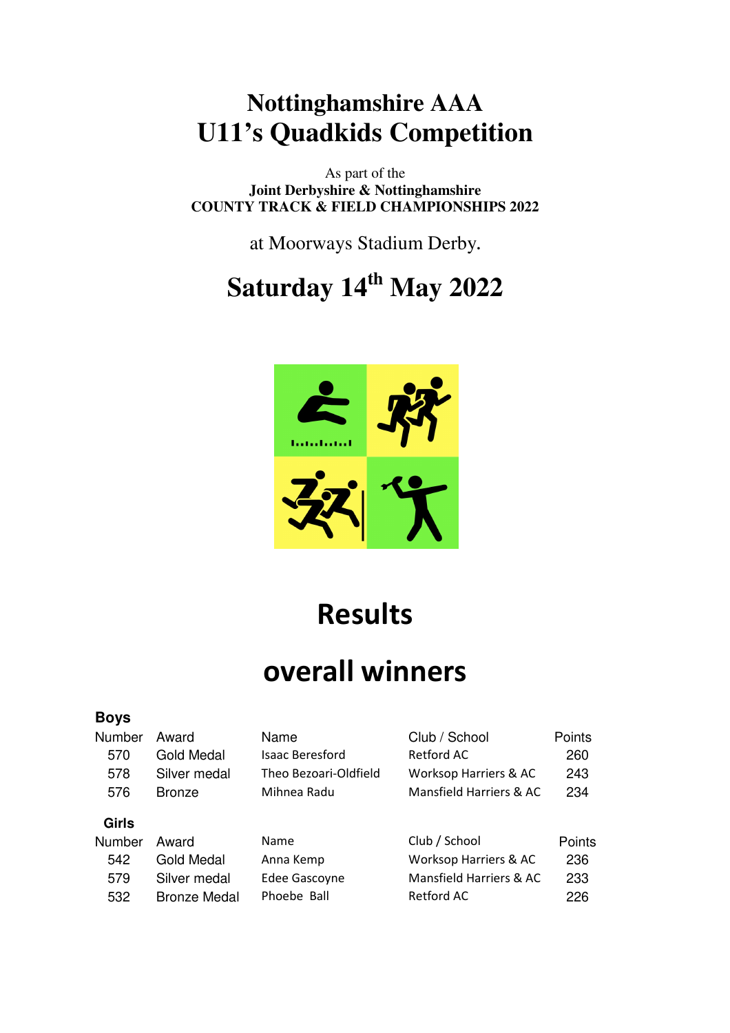# Nottinghamshire AAA
# U11's Quadkids Competition

As part of the
**Joint Derbyshire & Nottinghamshire**
**COUNTY TRACK & FIELD CHAMPIONSHIPS 2022**

at Moorways Stadium Derby.

## Saturday 14th May 2022

# Results

# overall winners

### Boys

| Number | Award | Name | Club / School | Points |
|---|---|---|---|---|
| 570 | Gold Medal | Isaac Beresford | Retford AC | 260 |
| 578 | Silver medal | Theo Bezoari-Oldfield | Worksop Harriers & AC | 243 |
| 576 | Bronze | Mihnea Radu | Mansfield Harriers & AC | 234 |

### Girls

| Number | Award | Name | Club / School | Points |
|---|---|---|---|---|
| 542 | Gold Medal | Anna Kemp | Worksop Harriers & AC | 236 |
| 579 | Silver medal | Edee Gascoyne | Mansfield Harriers & AC | 233 |
| 532 | Bronze Medal | Phoebe Ball | Retford AC | 226 |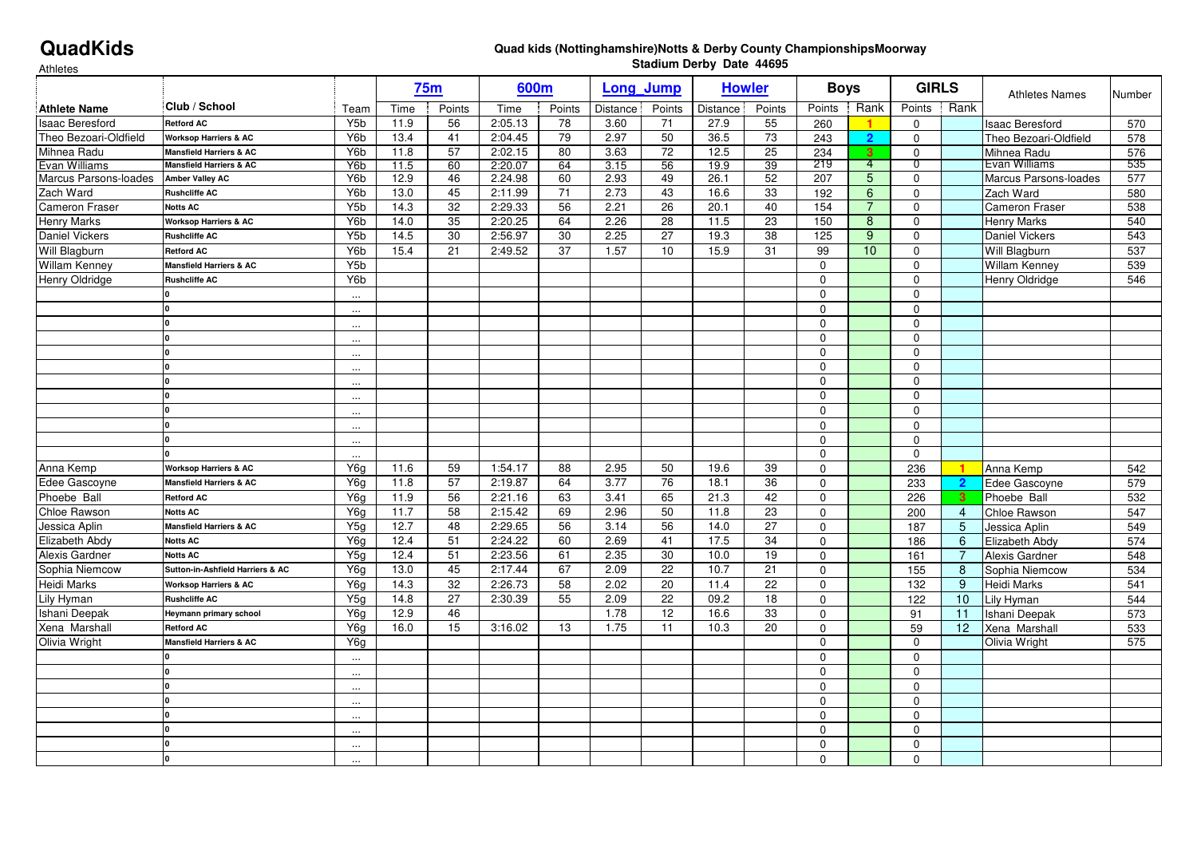# QuadKids

Athletes

**Quad kids (Nottinghamshire)Notts & Derby County ChampionshipsMoorway Stadium Derby Date 44695**

| Athlete Name | Club / School | Team | 75m | | 600m | | Long_Jump | | Howler | | Boys | | GIRLS | | Athletes Names | Number |
|---|---|---|---|---|---|---|---|---|---|---|---|---|---|---|---|---|
| | | | Time | Points | Time | Points | Distance | Points | Distance | Points | Points | Rank | Points | Rank | | |
| Isaac Beresford | Retford AC | Y5b | 11.9 | 56 | 2:05.13 | 78 | 3.60 | 71 | 27.9 | 55 | 260 | 1 | 0 | | Isaac Beresford | 570 |
| Theo Bezoari-Oldfield | Worksop Harriers & AC | Y6b | 13.4 | 41 | 2:04.45 | 79 | 2.97 | 50 | 36.5 | 73 | 243 | 2 | 0 | | Theo Bezoari-Oldfield | 578 |
| Mihnea Radu | Mansfield Harriers & AC | Y6b | 11.8 | 57 | 2:02.15 | 80 | 3.63 | 72 | 12.5 | 25 | 234 | 3 | 0 | | Mihnea Radu | 576 |
| Evan Williams | Mansfield Harriers & AC | Y6b | 11.5 | 60 | 2:20.07 | 64 | 3.15 | 56 | 19.9 | 39 | 219 | 4 | 0 | | Evan Williams | 535 |
| Marcus Parsons-loades | Amber Valley AC | Y6b | 12.9 | 46 | 2.24.98 | 60 | 2.93 | 49 | 26.1 | 52 | 207 | 5 | 0 | | Marcus Parsons-loades | 577 |
| Zach Ward | Rushcliffe AC | Y6b | 13.0 | 45 | 2:11.99 | 71 | 2.73 | 43 | 16.6 | 33 | 192 | 6 | 0 | | Zach Ward | 580 |
| Cameron Fraser | Notts AC | Y5b | 14.3 | 32 | 2:29.33 | 56 | 2.21 | 26 | 20.1 | 40 | 154 | 7 | 0 | | Cameron Fraser | 538 |
| Henry Marks | Worksop Harriers & AC | Y6b | 14.0 | 35 | 2:20.25 | 64 | 2.26 | 28 | 11.5 | 23 | 150 | 8 | 0 | | Henry Marks | 540 |
| Daniel Vickers | Rushcliffe AC | Y5b | 14.5 | 30 | 2:56.97 | 30 | 2.25 | 27 | 19.3 | 38 | 125 | 9 | 0 | | Daniel Vickers | 543 |
| Will Blagburn | Retford AC | Y6b | 15.4 | 21 | 2:49.52 | 37 | 1.57 | 10 | 15.9 | 31 | 99 | 10 | 0 | | Will Blagburn | 537 |
| Willam Kenney | Mansfield Harriers & AC | Y5b | | | | | | | | | 0 | | 0 | | Willam Kenney | 539 |
| Henry Oldridge | Rushcliffe AC | Y6b | | | | | | | | | 0 | | 0 | | Henry Oldridge | 546 |
| | 0 | ... | | | | | | | | | 0 | | 0 | | | |
| | 0 | ... | | | | | | | | | 0 | | 0 | | | |
| | 0 | ... | | | | | | | | | 0 | | 0 | | | |
| | 0 | ... | | | | | | | | | 0 | | 0 | | | |
| | 0 | ... | | | | | | | | | 0 | | 0 | | | |
| | 0 | ... | | | | | | | | | 0 | | 0 | | | |
| | 0 | ... | | | | | | | | | 0 | | 0 | | | |
| | 0 | ... | | | | | | | | | 0 | | 0 | | | |
| | 0 | ... | | | | | | | | | 0 | | 0 | | | |
| | 0 | ... | | | | | | | | | 0 | | 0 | | | |
| | 0 | ... | | | | | | | | | 0 | | 0 | | | |
| | 0 | ... | | | | | | | | | 0 | | 0 | | | |
| Anna Kemp | Worksop Harriers & AC | Y6g | 11.6 | 59 | 1:54.17 | 88 | 2.95 | 50 | 19.6 | 39 | 0 | | 236 | 1 | Anna Kemp | 542 |
| Edee Gascoyne | Mansfield Harriers & AC | Y6g | 11.8 | 57 | 2:19.87 | 64 | 3.77 | 76 | 18.1 | 36 | 0 | | 233 | 2 | Edee Gascoyne | 579 |
| Phoebe Ball | Retford AC | Y6g | 11.9 | 56 | 2:21.16 | 63 | 3.41 | 65 | 21.3 | 42 | 0 | | 226 | 3 | Phoebe Ball | 532 |
| Chloe Rawson | Notts AC | Y6g | 11.7 | 58 | 2:15.42 | 69 | 2.96 | 50 | 11.8 | 23 | 0 | | 200 | 4 | Chloe Rawson | 547 |
| Jessica Aplin | Mansfield Harriers & AC | Y5g | 12.7 | 48 | 2:29.65 | 56 | 3.14 | 56 | 14.0 | 27 | 0 | | 187 | 5 | Jessica Aplin | 549 |
| Elizabeth Abdy | Notts AC | Y6g | 12.4 | 51 | 2:24.22 | 60 | 2.69 | 41 | 17.5 | 34 | 0 | | 186 | 6 | Elizabeth Abdy | 574 |
| Alexis Gardner | Notts AC | Y5g | 12.4 | 51 | 2:23.56 | 61 | 2.35 | 30 | 10.0 | 19 | 0 | | 161 | 7 | Alexis Gardner | 548 |
| Sophia Niemcow | Sutton-in-Ashfield Harriers & AC | Y6g | 13.0 | 45 | 2:17.44 | 67 | 2.09 | 22 | 10.7 | 21 | 0 | | 155 | 8 | Sophia Niemcow | 534 |
| Heidi Marks | Worksop Harriers & AC | Y6g | 14.3 | 32 | 2:26.73 | 58 | 2.02 | 20 | 11.4 | 22 | 0 | | 132 | 9 | Heidi Marks | 541 |
| Lily Hyman | Rushcliffe AC | Y5g | 14.8 | 27 | 2:30.39 | 55 | 2.09 | 22 | 09.2 | 18 | 0 | | 122 | 10 | Lily Hyman | 544 |
| Ishani Deepak | Heymann primary school | Y6g | 12.9 | 46 | | | 1.78 | 12 | 16.6 | 33 | 0 | | 91 | 11 | Ishani Deepak | 573 |
| Xena Marshall | Retford AC | Y6g | 16.0 | 15 | 3:16.02 | 13 | 1.75 | 11 | 10.3 | 20 | 0 | | 59 | 12 | Xena Marshall | 533 |
| Olivia Wright | Mansfield Harriers & AC | Y6g | | | | | | | | | 0 | | 0 | | Olivia Wright | 575 |
| | 0 | ... | | | | | | | | | 0 | | 0 | | | |
| | 0 | ... | | | | | | | | | 0 | | 0 | | | |
| | 0 | ... | | | | | | | | | 0 | | 0 | | | |
| | 0 | ... | | | | | | | | | 0 | | 0 | | | |
| | 0 | ... | | | | | | | | | 0 | | 0 | | | |
| | 0 | ... | | | | | | | | | 0 | | 0 | | | |
| | 0 | ... | | | | | | | | | 0 | | 0 | | | |
| | 0 | ... | | | | | | | | | 0 | | 0 | | | |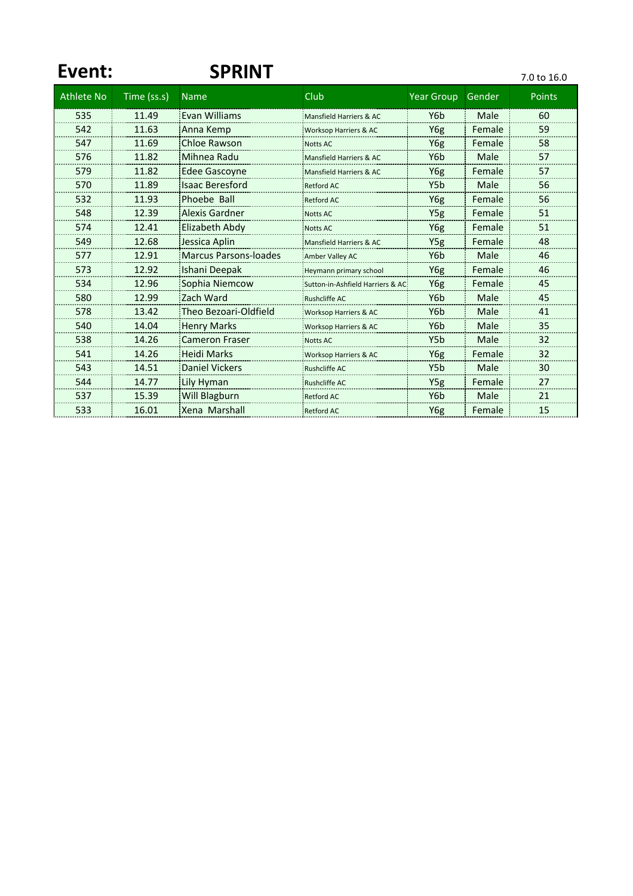# Event: SPRINT

7.0 to 16.0

| Athlete No | Time (ss.s) | Name | Club | Year Group | Gender | Points |
| --- | --- | --- | --- | --- | --- | --- |
| 535 | 11.49 | Evan Williams | Mansfield Harriers & AC | Y6b | Male | 60 |
| 542 | 11.63 | Anna Kemp | Worksop Harriers & AC | Y6g | Female | 59 |
| 547 | 11.69 | Chloe Rawson | Notts AC | Y6g | Female | 58 |
| 576 | 11.82 | Mihnea Radu | Mansfield Harriers & AC | Y6b | Male | 57 |
| 579 | 11.82 | Edee Gascoyne | Mansfield Harriers & AC | Y6g | Female | 57 |
| 570 | 11.89 | Isaac Beresford | Retford AC | Y5b | Male | 56 |
| 532 | 11.93 | Phoebe Ball | Retford AC | Y6g | Female | 56 |
| 548 | 12.39 | Alexis Gardner | Notts AC | Y5g | Female | 51 |
| 574 | 12.41 | Elizabeth Abdy | Notts AC | Y6g | Female | 51 |
| 549 | 12.68 | Jessica Aplin | Mansfield Harriers & AC | Y5g | Female | 48 |
| 577 | 12.91 | Marcus Parsons-loades | Amber Valley AC | Y6b | Male | 46 |
| 573 | 12.92 | Ishani Deepak | Heymann primary school | Y6g | Female | 46 |
| 534 | 12.96 | Sophia Niemcow | Sutton-in-Ashfield Harriers & AC | Y6g | Female | 45 |
| 580 | 12.99 | Zach Ward | Rushcliffe AC | Y6b | Male | 45 |
| 578 | 13.42 | Theo Bezoari-Oldfield | Worksop Harriers & AC | Y6b | Male | 41 |
| 540 | 14.04 | Henry Marks | Worksop Harriers & AC | Y6b | Male | 35 |
| 538 | 14.26 | Cameron Fraser | Notts AC | Y5b | Male | 32 |
| 541 | 14.26 | Heidi Marks | Worksop Harriers & AC | Y6g | Female | 32 |
| 543 | 14.51 | Daniel Vickers | Rushcliffe AC | Y5b | Male | 30 |
| 544 | 14.77 | Lily Hyman | Rushcliffe AC | Y5g | Female | 27 |
| 537 | 15.39 | Will Blagburn | Retford AC | Y6b | Male | 21 |
| 533 | 16.01 | Xena Marshall | Retford AC | Y6g | Female | 15 |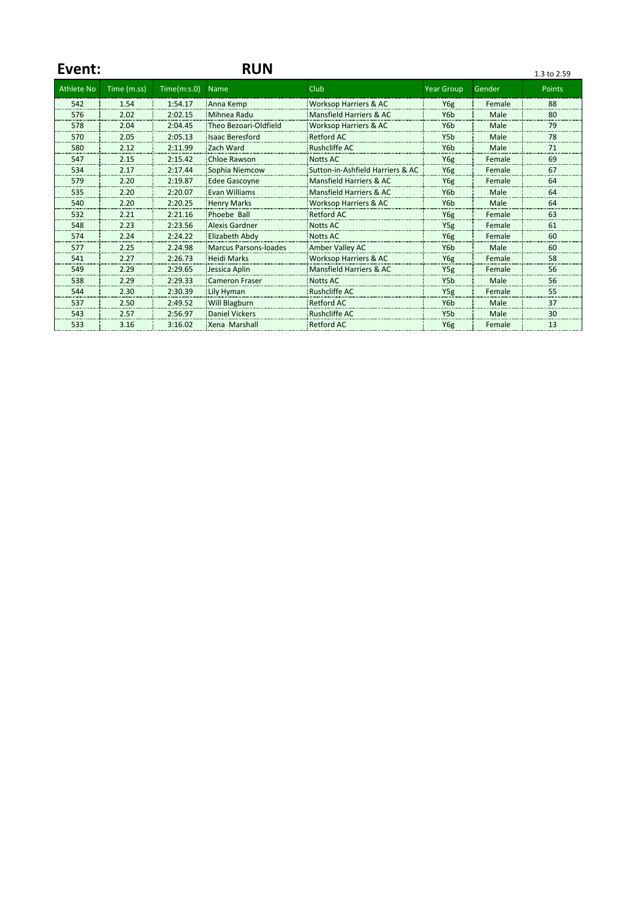**Event:** **RUN** 1.3 to 2.59

| Athlete No | Time (m.ss) | Time(m:s.0) | Name | Club | Year Group | Gender | Points |
|---|---|---|---|---|---|---|---|
| 542 | 1.54 | 1:54.17 | Anna Kemp | Worksop Harriers & AC | Y6g | Female | 88 |
| 576 | 2.02 | 2:02.15 | Mihnea Radu | Mansfield Harriers & AC | Y6b | Male | 80 |
| 578 | 2.04 | 2:04.45 | Theo Bezoari-Oldfield | Worksop Harriers & AC | Y6b | Male | 79 |
| 570 | 2.05 | 2:05.13 | Isaac Beresford | Retford AC | Y5b | Male | 78 |
| 580 | 2.12 | 2:11.99 | Zach Ward | Rushcliffe AC | Y6b | Male | 71 |
| 547 | 2.15 | 2:15.42 | Chloe Rawson | Notts AC | Y6g | Female | 69 |
| 534 | 2.17 | 2:17.44 | Sophia Niemcow | Sutton-in-Ashfield Harriers & AC | Y6g | Female | 67 |
| 579 | 2.20 | 2:19.87 | Edee Gascoyne | Mansfield Harriers & AC | Y6g | Female | 64 |
| 535 | 2.20 | 2:20.07 | Evan Williams | Mansfield Harriers & AC | Y6b | Male | 64 |
| 540 | 2.20 | 2:20.25 | Henry Marks | Worksop Harriers & AC | Y6b | Male | 64 |
| 532 | 2.21 | 2:21.16 | Phoebe Ball | Retford AC | Y6g | Female | 63 |
| 548 | 2.23 | 2:23.56 | Alexis Gardner | Notts AC | Y5g | Female | 61 |
| 574 | 2.24 | 2:24.22 | Elizabeth Abdy | Notts AC | Y6g | Female | 60 |
| 577 | 2.25 | 2.24.98 | Marcus Parsons-loades | Amber Valley AC | Y6b | Male | 60 |
| 541 | 2.27 | 2:26.73 | Heidi Marks | Worksop Harriers & AC | Y6g | Female | 58 |
| 549 | 2.29 | 2:29.65 | Jessica Aplin | Mansfield Harriers & AC | Y5g | Female | 56 |
| 538 | 2.29 | 2:29.33 | Cameron Fraser | Notts AC | Y5b | Male | 56 |
| 544 | 2.30 | 2:30.39 | Lily Hyman | Rushcliffe AC | Y5g | Female | 55 |
| 537 | 2.50 | 2:49.52 | Will Blagburn | Retford AC | Y6b | Male | 37 |
| 543 | 2.57 | 2:56.97 | Daniel Vickers | Rushcliffe AC | Y5b | Male | 30 |
| 533 | 3.16 | 3:16.02 | Xena Marshall | Retford AC | Y6g | Female | 13 |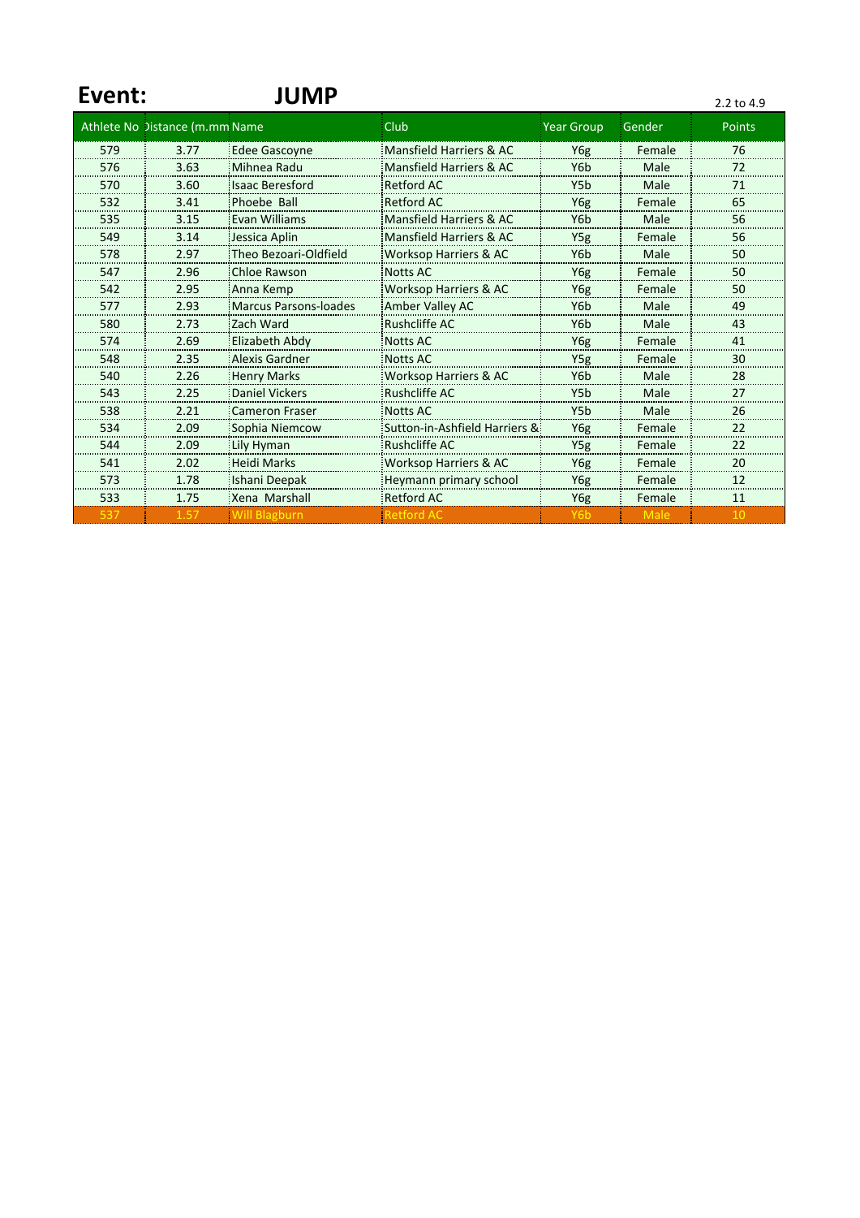**Event:** **JUMP**

2.2 to 4.9

| Athlete No | Distance (m.mm | Name | Club | Year Group | Gender | Points |
|---|---|---|---|---|---|---|
| 579 | 3.77 | Edee Gascoyne | Mansfield Harriers & AC | Y6g | Female | 76 |
| 576 | 3.63 | Mihnea Radu | Mansfield Harriers & AC | Y6b | Male | 72 |
| 570 | 3.60 | Isaac Beresford | Retford AC | Y5b | Male | 71 |
| 532 | 3.41 | Phoebe Ball | Retford AC | Y6g | Female | 65 |
| 535 | 3.15 | Evan Williams | Mansfield Harriers & AC | Y6b | Male | 56 |
| 549 | 3.14 | Jessica Aplin | Mansfield Harriers & AC | Y5g | Female | 56 |
| 578 | 2.97 | Theo Bezoari-Oldfield | Worksop Harriers & AC | Y6b | Male | 50 |
| 547 | 2.96 | Chloe Rawson | Notts AC | Y6g | Female | 50 |
| 542 | 2.95 | Anna Kemp | Worksop Harriers & AC | Y6g | Female | 50 |
| 577 | 2.93 | Marcus Parsons-loades | Amber Valley AC | Y6b | Male | 49 |
| 580 | 2.73 | Zach Ward | Rushcliffe AC | Y6b | Male | 43 |
| 574 | 2.69 | Elizabeth Abdy | Notts AC | Y6g | Female | 41 |
| 548 | 2.35 | Alexis Gardner | Notts AC | Y5g | Female | 30 |
| 540 | 2.26 | Henry Marks | Worksop Harriers & AC | Y6b | Male | 28 |
| 543 | 2.25 | Daniel Vickers | Rushcliffe AC | Y5b | Male | 27 |
| 538 | 2.21 | Cameron Fraser | Notts AC | Y5b | Male | 26 |
| 534 | 2.09 | Sophia Niemcow | Sutton-in-Ashfield Harriers & | Y6g | Female | 22 |
| 544 | 2.09 | Lily Hyman | Rushcliffe AC | Y5g | Female | 22 |
| 541 | 2.02 | Heidi Marks | Worksop Harriers & AC | Y6g | Female | 20 |
| 573 | 1.78 | Ishani Deepak | Heymann primary school | Y6g | Female | 12 |
| 533 | 1.75 | Xena Marshall | Retford AC | Y6g | Female | 11 |
| 537 | 1.57 | Will Blagburn | Retford AC | Y6b | Male | 10 |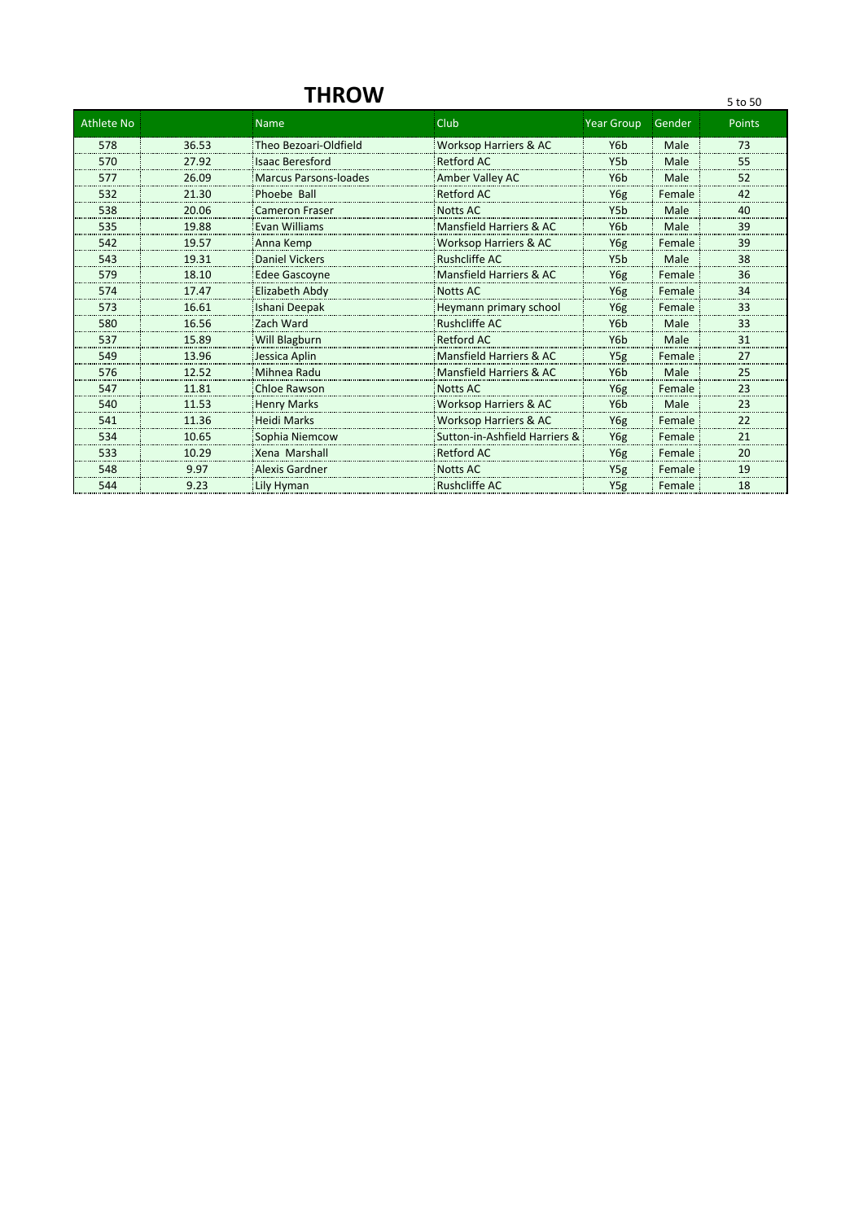# THROW

5 to 50

| Athlete No | | Name | Club | Year Group | Gender | Points |
|---|---|---|---|---|---|---|
| 578 | 36.53 | Theo Bezoari-Oldfield | Worksop Harriers & AC | Y6b | Male | 73 |
| 570 | 27.92 | Isaac Beresford | Retford AC | Y5b | Male | 55 |
| 577 | 26.09 | Marcus Parsons-loades | Amber Valley AC | Y6b | Male | 52 |
| 532 | 21.30 | Phoebe Ball | Retford AC | Y6g | Female | 42 |
| 538 | 20.06 | Cameron Fraser | Notts AC | Y5b | Male | 40 |
| 535 | 19.88 | Evan Williams | Mansfield Harriers & AC | Y6b | Male | 39 |
| 542 | 19.57 | Anna Kemp | Worksop Harriers & AC | Y6g | Female | 39 |
| 543 | 19.31 | Daniel Vickers | Rushcliffe AC | Y5b | Male | 38 |
| 579 | 18.10 | Edee Gascoyne | Mansfield Harriers & AC | Y6g | Female | 36 |
| 574 | 17.47 | Elizabeth Abdy | Notts AC | Y6g | Female | 34 |
| 573 | 16.61 | Ishani Deepak | Heymann primary school | Y6g | Female | 33 |
| 580 | 16.56 | Zach Ward | Rushcliffe AC | Y6b | Male | 33 |
| 537 | 15.89 | Will Blagburn | Retford AC | Y6b | Male | 31 |
| 549 | 13.96 | Jessica Aplin | Mansfield Harriers & AC | Y5g | Female | 27 |
| 576 | 12.52 | Mihnea Radu | Mansfield Harriers & AC | Y6b | Male | 25 |
| 547 | 11.81 | Chloe Rawson | Notts AC | Y6g | Female | 23 |
| 540 | 11.53 | Henry Marks | Worksop Harriers & AC | Y6b | Male | 23 |
| 541 | 11.36 | Heidi Marks | Worksop Harriers & AC | Y6g | Female | 22 |
| 534 | 10.65 | Sophia Niemcow | Sutton-in-Ashfield Harriers & | Y6g | Female | 21 |
| 533 | 10.29 | Xena Marshall | Retford AC | Y6g | Female | 20 |
| 548 | 9.97 | Alexis Gardner | Notts AC | Y5g | Female | 19 |
| 544 | 9.23 | Lily Hyman | Rushcliffe AC | Y5g | Female | 18 |